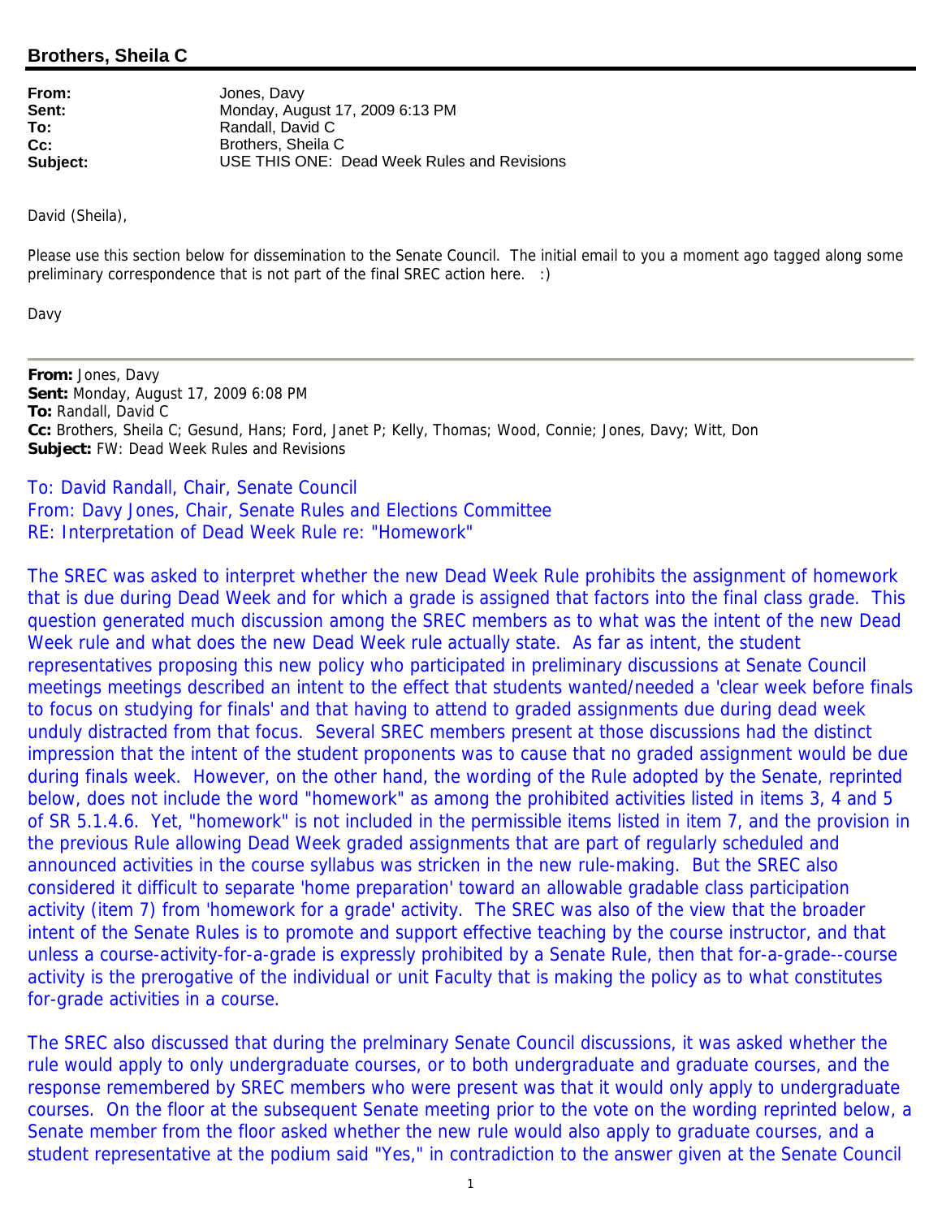## Brothers, Sheila C

| | |
|---|---|
| **From:** | Jones, Davy |
| **Sent:** | Monday, August 17, 2009 6:13 PM |
| **To:** | Randall, David C |
| **Cc:** | Brothers, Sheila C |
| **Subject:** | USE THIS ONE: Dead Week Rules and Revisions |

David (Sheila),

Please use this section below for dissemination to the Senate Council. The initial email to you a moment ago tagged along some preliminary correspondence that is not part of the final SREC action here. :)

Davy

---

**From:** Jones, Davy
**Sent:** Monday, August 17, 2009 6:08 PM
**To:** Randall, David C
**Cc:** Brothers, Sheila C; Gesund, Hans; Ford, Janet P; Kelly, Thomas; Wood, Connie; Jones, Davy; Witt, Don
**Subject:** FW: Dead Week Rules and Revisions

To: David Randall, Chair, Senate Council
From: Davy Jones, Chair, Senate Rules and Elections Committee
RE: Interpretation of Dead Week Rule re: "Homework"

The SREC was asked to interpret whether the new Dead Week Rule prohibits the assignment of homework that is due during Dead Week and for which a grade is assigned that factors into the final class grade. This question generated much discussion among the SREC members as to what was the intent of the new Dead Week rule and what does the new Dead Week rule actually state. As far as intent, the student representatives proposing this new policy who participated in preliminary discussions at Senate Council meetings meetings described an intent to the effect that students wanted/needed a 'clear week before finals to focus on studying for finals' and that having to attend to graded assignments due during dead week unduly distracted from that focus. Several SREC members present at those discussions had the distinct impression that the intent of the student proponents was to cause that no graded assignment would be due during finals week. However, on the other hand, the wording of the Rule adopted by the Senate, reprinted below, does not include the word "homework" as among the prohibited activities listed in items 3, 4 and 5 of SR 5.1.4.6. Yet, "homework" is not included in the permissible items listed in item 7, and the provision in the previous Rule allowing Dead Week graded assignments that are part of regularly scheduled and announced activities in the course syllabus was stricken in the new rule-making. But the SREC also considered it difficult to separate 'home preparation' toward an allowable gradable class participation activity (item 7) from 'homework for a grade' activity. The SREC was also of the view that the broader intent of the Senate Rules is to promote and support effective teaching by the course instructor, and that unless a course-activity-for-a-grade is expressly prohibited by a Senate Rule, then that for-a-grade--course activity is the prerogative of the individual or unit Faculty that is making the policy as to what constitutes for-grade activities in a course.

The SREC also discussed that during the prelminary Senate Council discussions, it was asked whether the rule would apply to only undergraduate courses, or to both undergraduate and graduate courses, and the response remembered by SREC members who were present was that it would only apply to undergraduate courses. On the floor at the subsequent Senate meeting prior to the vote on the wording reprinted below, a Senate member from the floor asked whether the new rule would also apply to graduate courses, and a student representative at the podium said "Yes," in contradiction to the answer given at the Senate Council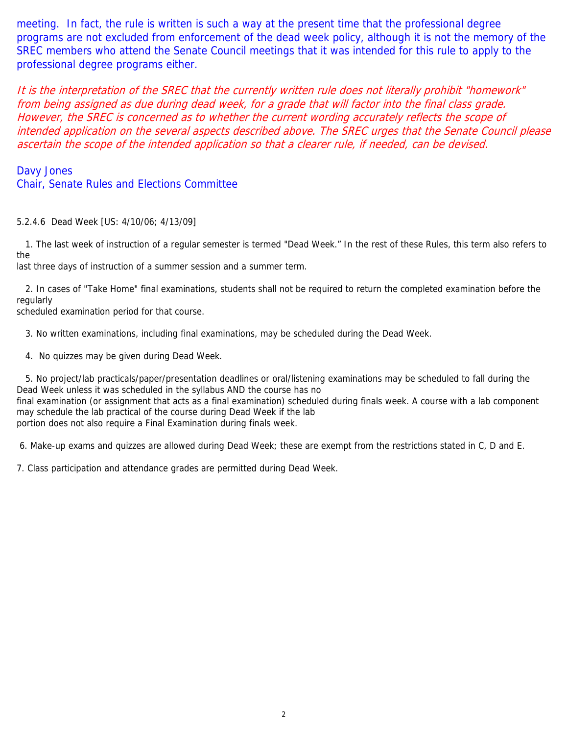meeting. In fact, the rule is written is such a way at the present time that the professional degree programs are not excluded from enforcement of the dead week policy, although it is not the memory of the SREC members who attend the Senate Council meetings that it was intended for this rule to apply to the professional degree programs either.

*It is the interpretation of the SREC that the currently written rule does not literally prohibit "homework" from being assigned as due during dead week, for a grade that will factor into the final class grade. However, the SREC is concerned as to whether the current wording accurately reflects the scope of intended application on the several aspects described above. The SREC urges that the Senate Council please ascertain the scope of the intended application so that a clearer rule, if needed, can be devised.*

Davy Jones
Chair, Senate Rules and Elections Committee

5.2.4.6 Dead Week [US: 4/10/06; 4/13/09]

1. The last week of instruction of a regular semester is termed "Dead Week." In the rest of these Rules, this term also refers to the last three days of instruction of a summer session and a summer term.

2. In cases of "Take Home" final examinations, students shall not be required to return the completed examination before the regularly scheduled examination period for that course.

3. No written examinations, including final examinations, may be scheduled during the Dead Week.

4. No quizzes may be given during Dead Week.

5. No project/lab practicals/paper/presentation deadlines or oral/listening examinations may be scheduled to fall during the Dead Week unless it was scheduled in the syllabus AND the course has no final examination (or assignment that acts as a final examination) scheduled during finals week. A course with a lab component may schedule the lab practical of the course during Dead Week if the lab portion does not also require a Final Examination during finals week.

6. Make-up exams and quizzes are allowed during Dead Week; these are exempt from the restrictions stated in C, D and E.

7. Class participation and attendance grades are permitted during Dead Week.